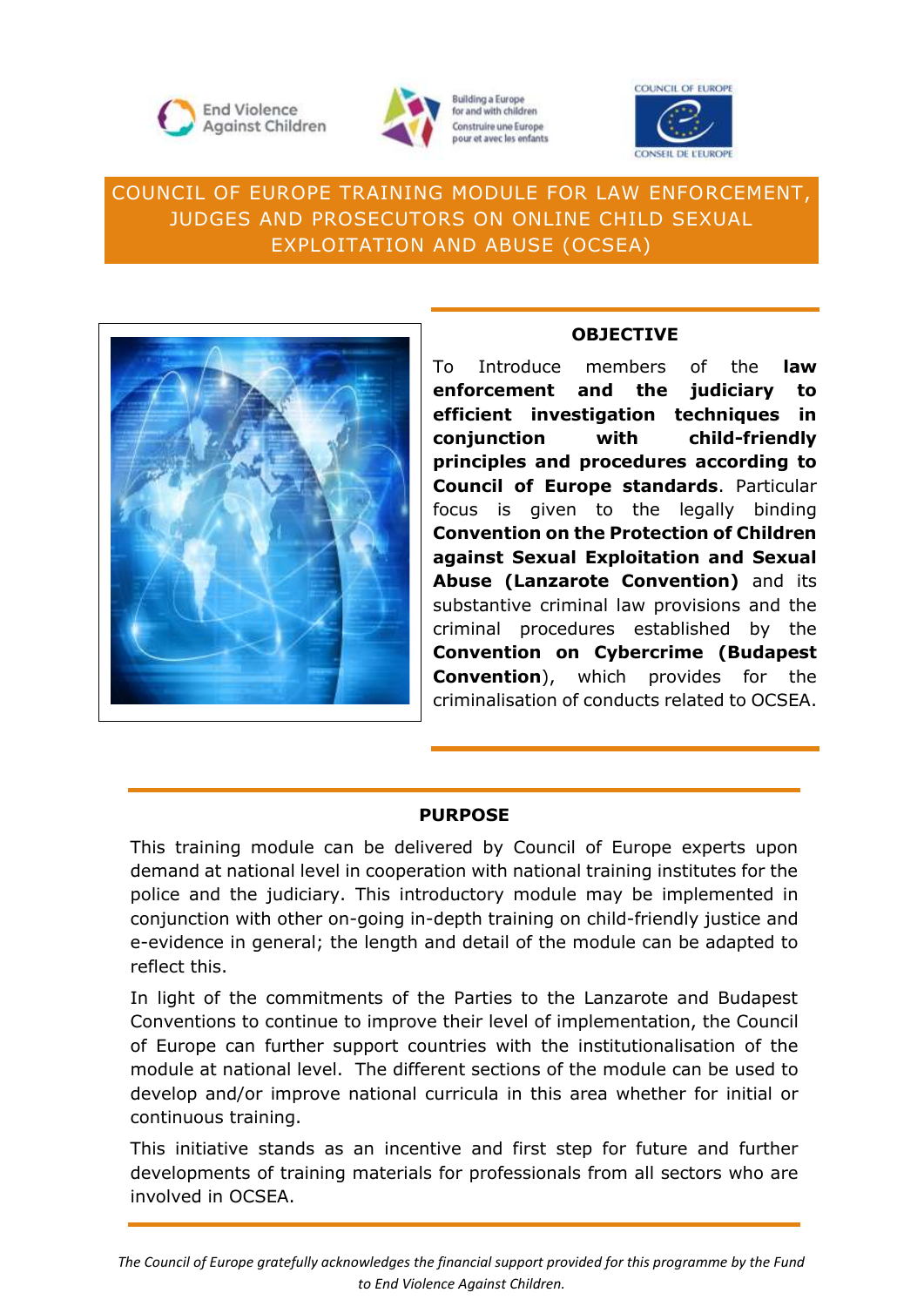# COUNCIL OF EUROPE TRAINING MODULE FOR LAW ENFORCEMENT, JUDGES AND PROSECUTORS ON ONLINE CHILD SEXUAL EXPLOITATION AND ABUSE (OCSEA)

## OBJECTIVE

To Introduce members of the **law enforcement and the judiciary to efficient investigation techniques in conjunction with child-friendly principles and procedures according to Council of Europe standards**. Particular focus is given to the legally binding **Convention on the Protection of Children against Sexual Exploitation and Sexual Abuse (Lanzarote Convention)** and its substantive criminal law provisions and the criminal procedures established by the **Convention on Cybercrime (Budapest Convention**), which provides for the criminalisation of conducts related to OCSEA.

## PURPOSE

This training module can be delivered by Council of Europe experts upon demand at national level in cooperation with national training institutes for the police and the judiciary. This introductory module may be implemented in conjunction with other on-going in-depth training on child-friendly justice and e-evidence in general; the length and detail of the module can be adapted to reflect this.

In light of the commitments of the Parties to the Lanzarote and Budapest Conventions to continue to improve their level of implementation, the Council of Europe can further support countries with the institutionalisation of the module at national level. The different sections of the module can be used to develop and/or improve national curricula in this area whether for initial or continuous training.

This initiative stands as an incentive and first step for future and further developments of training materials for professionals from all sectors who are involved in OCSEA.

*The Council of Europe gratefully acknowledges the financial support provided for this programme by the Fund to End Violence Against Children.*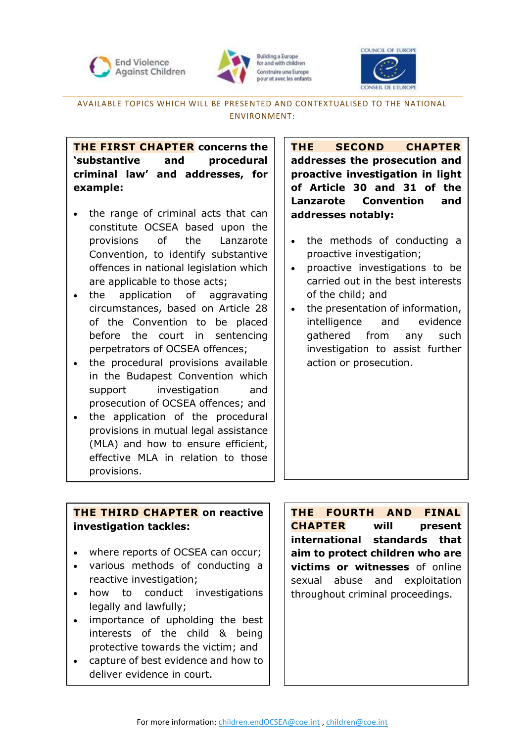AVAILABLE TOPICS WHICH WILL BE PRESENTED AND CONTEXTUALISED TO THE NATIONAL ENVIRONMENT:

**THE FIRST CHAPTER concerns the 'substantive and procedural criminal law' and addresses, for example:**

- the range of criminal acts that can constitute OCSEA based upon the provisions of the Lanzarote Convention, to identify substantive offences in national legislation which are applicable to those acts;
- the application of aggravating circumstances, based on Article 28 of the Convention to be placed before the court in sentencing perpetrators of OCSEA offences;
- the procedural provisions available in the Budapest Convention which support investigation and prosecution of OCSEA offences; and
- the application of the procedural provisions in mutual legal assistance (MLA) and how to ensure efficient, effective MLA in relation to those provisions.

**THE SECOND CHAPTER addresses the prosecution and proactive investigation in light of Article 30 and 31 of the Lanzarote Convention and addresses notably:**

- the methods of conducting a proactive investigation;
- proactive investigations to be carried out in the best interests of the child; and
- the presentation of information, intelligence and evidence gathered from any such investigation to assist further action or prosecution.

**THE THIRD CHAPTER on reactive investigation tackles:**

- where reports of OCSEA can occur;
- various methods of conducting a reactive investigation;
- how to conduct investigations legally and lawfully;
- importance of upholding the best interests of the child & being protective towards the victim; and
- capture of best evidence and how to deliver evidence in court.

**THE FOURTH AND FINAL CHAPTER will present international standards that aim to protect children who are victims or witnesses** of online sexual abuse and exploitation throughout criminal proceedings.

For more information: children.endOCSEA@coe.int , children@coe.int